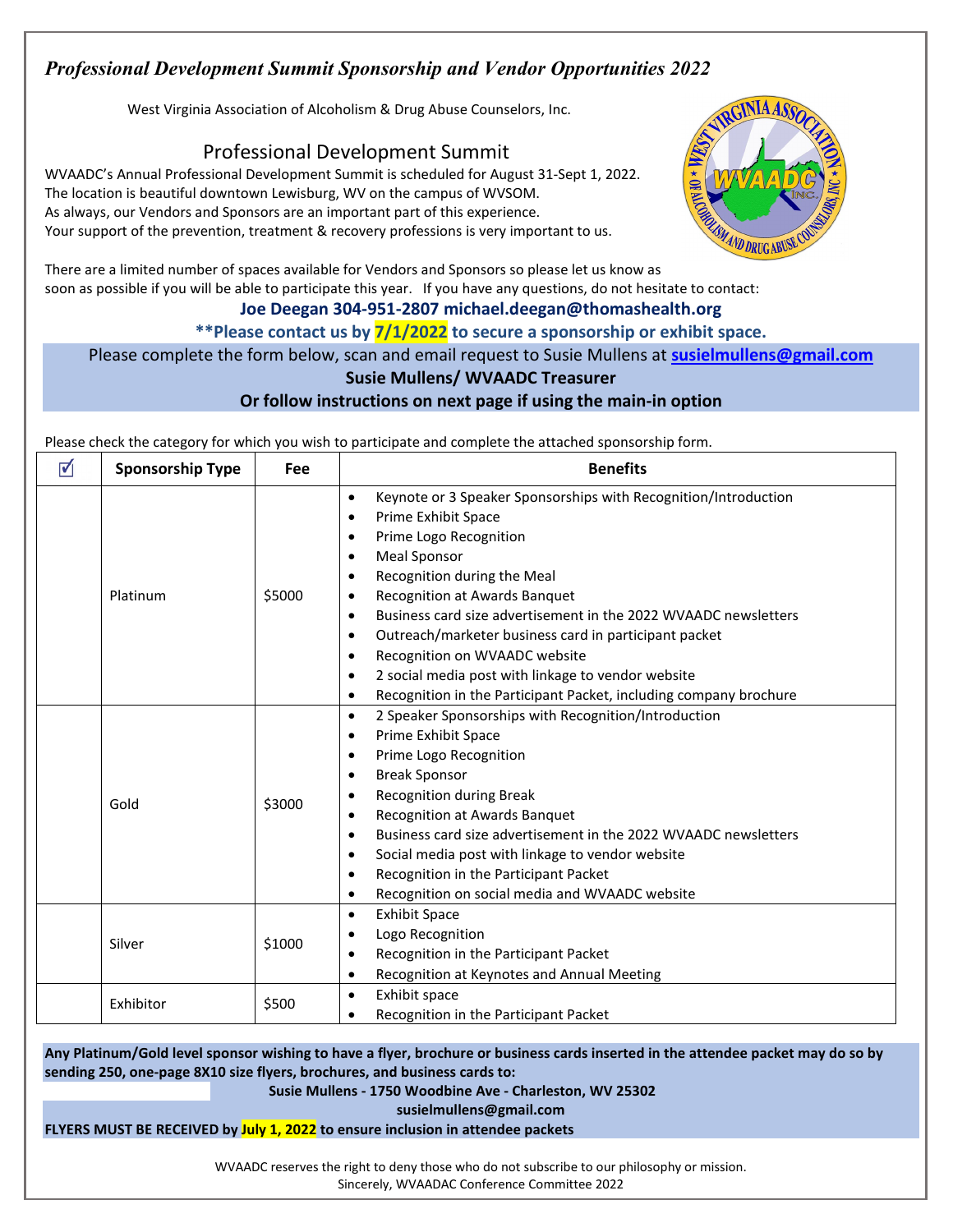# *Professional Development Summit Sponsorship and Vendor Opportunities 2022*

West Virginia Association of Alcoholism & Drug Abuse Counselors, Inc.

## Professional Development Summit

WVAADC's Annual Professional Development Summit is scheduled for August 31-Sept 1, 2022.
The location is beautiful downtown Lewisburg, WV on the campus of WVSOM.
As always, our Vendors and Sponsors are an important part of this experience.
Your support of the prevention, treatment & recovery professions is very important to us.

There are a limited number of spaces available for Vendors and Sponsors so please let us know as soon as possible if you will be able to participate this year. If you have any questions, do not hesitate to contact:

**Joe Deegan 304-951-2807 michael.deegan@thomashealth.org**

****Please contact us by 7/1/2022 to secure a sponsorship or exhibit space.**

Please complete the form below, scan and email request to Susie Mullens at **susielmullens@gmail.com**

**Susie Mullens/ WVAADC Treasurer**

**Or follow instructions on next page if using the main-in option**

Please check the category for which you wish to participate and complete the attached sponsorship form.

| ☑ | Sponsorship Type | Fee | Benefits |
|---|---|---|---|
| | Platinum | $5000 | • Keynote or 3 Speaker Sponsorships with Recognition/Introduction<br>• Prime Exhibit Space<br>• Prime Logo Recognition<br>• Meal Sponsor<br>• Recognition during the Meal<br>• Recognition at Awards Banquet<br>• Business card size advertisement in the 2022 WVAADC newsletters<br>• Outreach/marketer business card in participant packet<br>• Recognition on WVAADC website<br>• 2 social media post with linkage to vendor website<br>• Recognition in the Participant Packet, including company brochure |
| | Gold | $3000 | • 2 Speaker Sponsorships with Recognition/Introduction<br>• Prime Exhibit Space<br>• Prime Logo Recognition<br>• Break Sponsor<br>• Recognition during Break<br>• Recognition at Awards Banquet<br>• Business card size advertisement in the 2022 WVAADC newsletters<br>• Social media post with linkage to vendor website<br>• Recognition in the Participant Packet<br>• Recognition on social media and WVAADC website |
| | Silver | $1000 | • Exhibit Space<br>• Logo Recognition<br>• Recognition in the Participant Packet<br>• Recognition at Keynotes and Annual Meeting |
| | Exhibitor | $500 | • Exhibit space<br>• Recognition in the Participant Packet |

**Any Platinum/Gold level sponsor wishing to have a flyer, brochure or business cards inserted in the attendee packet may do so by sending 250, one-page 8X10 size flyers, brochures, and business cards to:**

**Susie Mullens - 1750 Woodbine Ave - Charleston, WV 25302**

**susielmullens@gmail.com**

**FLYERS MUST BE RECEIVED by July 1, 2022 to ensure inclusion in attendee packets**

WVAADC reserves the right to deny those who do not subscribe to our philosophy or mission.
Sincerely, WVAADAC Conference Committee 2022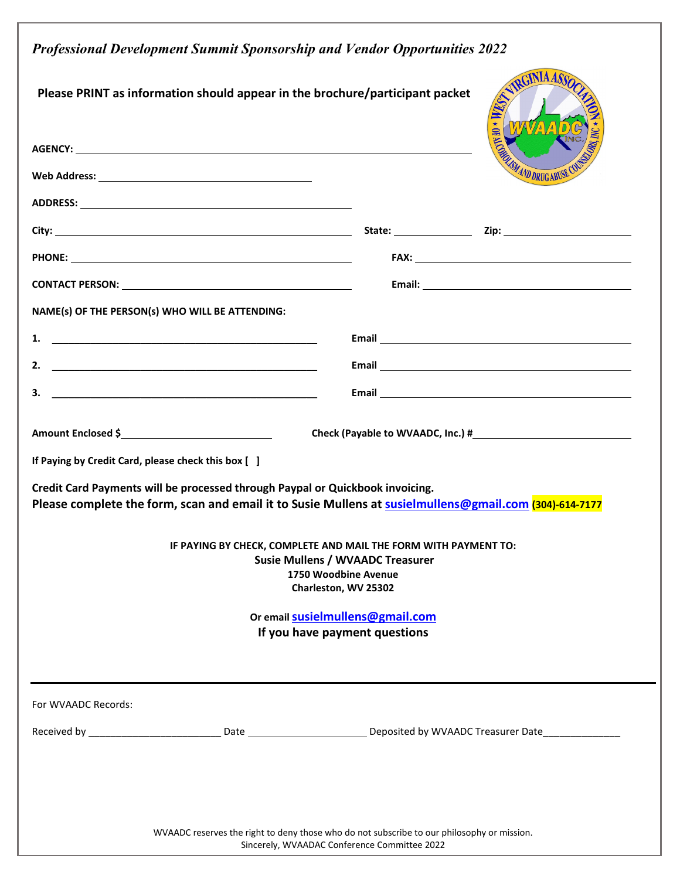*Professional Development Summit Sponsorship and Vendor Opportunities 2022*

**Please PRINT as information should appear in the brochure/participant packet**

**AGENCY:** ____________________________________________

**Web Address:** ______________________________

**ADDRESS:** ______________________________________

**City:** ______________________________________ **State:** ____________ **Zip:** ________________

**PHONE:** ______________________________________ **FAX:** ______________________________

**CONTACT PERSON:** ______________________________ **Email:** ______________________________

**NAME(s) OF THE PERSON(s) WHO WILL BE ATTENDING:**

**1.** ______________________________________ **Email** ______________________________

**2.** ______________________________________ **Email** ______________________________

**3.** ______________________________________ **Email** ______________________________

**Amount Enclosed $**______________________ **Check (Payable to WVAADC, Inc.) #**______________________

**If Paying by Credit Card, please check this box [ ]**

**Credit Card Payments will be processed through Paypal or Quickbook invoicing.**
**Please complete the form, scan and email it to Susie Mullens at susielmullens@gmail.com (304)-614-7177**

**IF PAYING BY CHECK, COMPLETE AND MAIL THE FORM WITH PAYMENT TO:**
**Susie Mullens / WVAADC Treasurer**
**1750 Woodbine Avenue**
**Charleston, WV 25302**

**Or email susielmullens@gmail.com**
**If you have payment questions**

---

For WVAADC Records:

Received by ________________________ Date ______________________ Deposited by WVAADC Treasurer Date______________

WVAADC reserves the right to deny those who do not subscribe to our philosophy or mission.
Sincerely, WVAADAC Conference Committee 2022